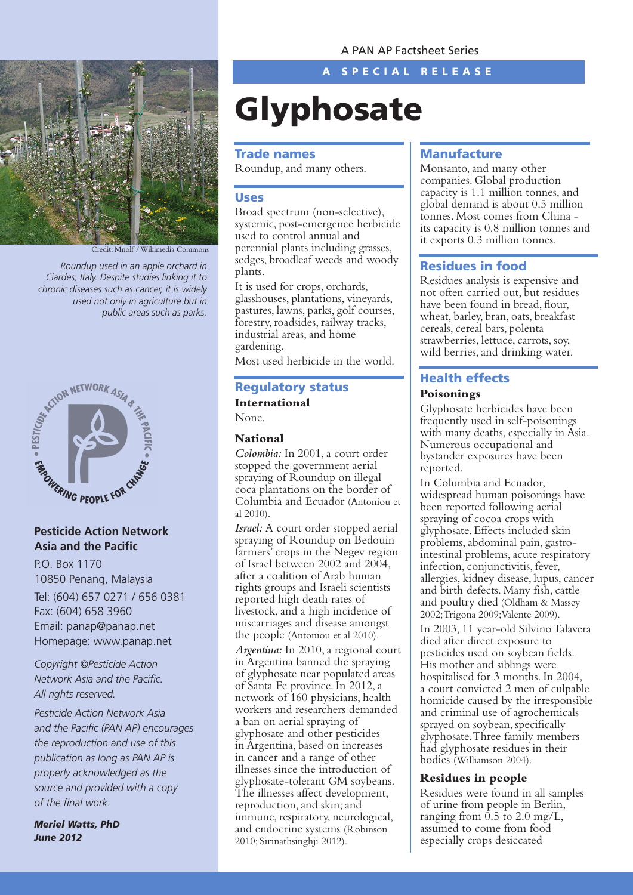A PAN AP Factsheet Series

A SPECIAL RELEASE

# Glyphosate

Credit: Mnolf / Wikimedia Commons

*Roundup used in an apple orchard in Ciardes, Italy. Despite studies linking it to chronic diseases such as cancer, it is widely used not only in agriculture but in public areas such as parks.*

**Pesticide Action Network Asia and the Pacific**

P.O. Box 1170
10850 Penang, Malaysia
Tel: (604) 657 0271 / 656 0381
Fax: (604) 658 3960
Email: panap@panap.net
Homepage: www.panap.net

*Copyright ©Pesticide Action Network Asia and the Pacific. All rights reserved.*

*Pesticide Action Network Asia and the Pacific (PAN AP) encourages the reproduction and use of this publication as long as PAN AP is properly acknowledged as the source and provided with a copy of the final work.*

***Meriel Watts, PhD***
***June 2012***

## Trade names

Roundup, and many others.

## Uses

Broad spectrum (non-selective), systemic, post-emergence herbicide used to control annual and perennial plants including grasses, sedges, broadleaf weeds and woody plants.

It is used for crops, orchards, glasshouses, plantations, vineyards, pastures, lawns, parks, golf courses, forestry, roadsides, railway tracks, industrial areas, and home gardening.

Most used herbicide in the world.

## Regulatory status

### International

None.

### National

*Colombia:* In 2001, a court order stopped the government aerial spraying of Roundup on illegal coca plantations on the border of Columbia and Ecuador (Antoniou et al 2010).

*Israel:* A court order stopped aerial spraying of Roundup on Bedouin farmers' crops in the Negev region of Israel between 2002 and 2004, after a coalition of Arab human rights groups and Israeli scientists reported high death rates of livestock, and a high incidence of miscarriages and disease amongst the people (Antoniou et al 2010).

*Argentina:* In 2010, a regional court in Argentina banned the spraying of glyphosate near populated areas of Santa Fe province. In 2012, a network of 160 physicians, health workers and researchers demanded a ban on aerial spraying of glyphosate and other pesticides in Argentina, based on increases in cancer and a range of other illnesses since the introduction of glyphosate-tolerant GM soybeans. The illnesses affect development, reproduction, and skin; and immune, respiratory, neurological, and endocrine systems (Robinson 2010; Sirinathsinghji 2012).

## Manufacture

Monsanto, and many other companies. Global production capacity is 1.1 million tonnes, and global demand is about 0.5 million tonnes. Most comes from China - its capacity is 0.8 million tonnes and it exports 0.3 million tonnes.

## Residues in food

Residues analysis is expensive and not often carried out, but residues have been found in bread, flour, wheat, barley, bran, oats, breakfast cereals, cereal bars, polenta strawberries, lettuce, carrots, soy, wild berries, and drinking water.

## Health effects

### Poisonings

Glyphosate herbicides have been frequently used in self-poisonings with many deaths, especially in Asia. Numerous occupational and bystander exposures have been reported.

In Columbia and Ecuador, widespread human poisonings have been reported following aerial spraying of cocoa crops with glyphosate. Effects included skin problems, abdominal pain, gastro-intestinal problems, acute respiratory infection, conjunctivitis, fever, allergies, kidney disease, lupus, cancer and birth defects. Many fish, cattle and poultry died (Oldham & Massey 2002; Trigona 2009; Valente 2009).

In 2003, 11 year-old Silvino Talavera died after direct exposure to pesticides used on soybean fields. His mother and siblings were hospitalised for 3 months. In 2004, a court convicted 2 men of culpable homicide caused by the irresponsible and criminal use of agrochemicals sprayed on soybean, specifically glyphosate. Three family members had glyphosate residues in their bodies (Williamson 2004).

### Residues in people

Residues were found in all samples of urine from people in Berlin, ranging from 0.5 to 2.0 mg/L, assumed to come from food especially crops desiccated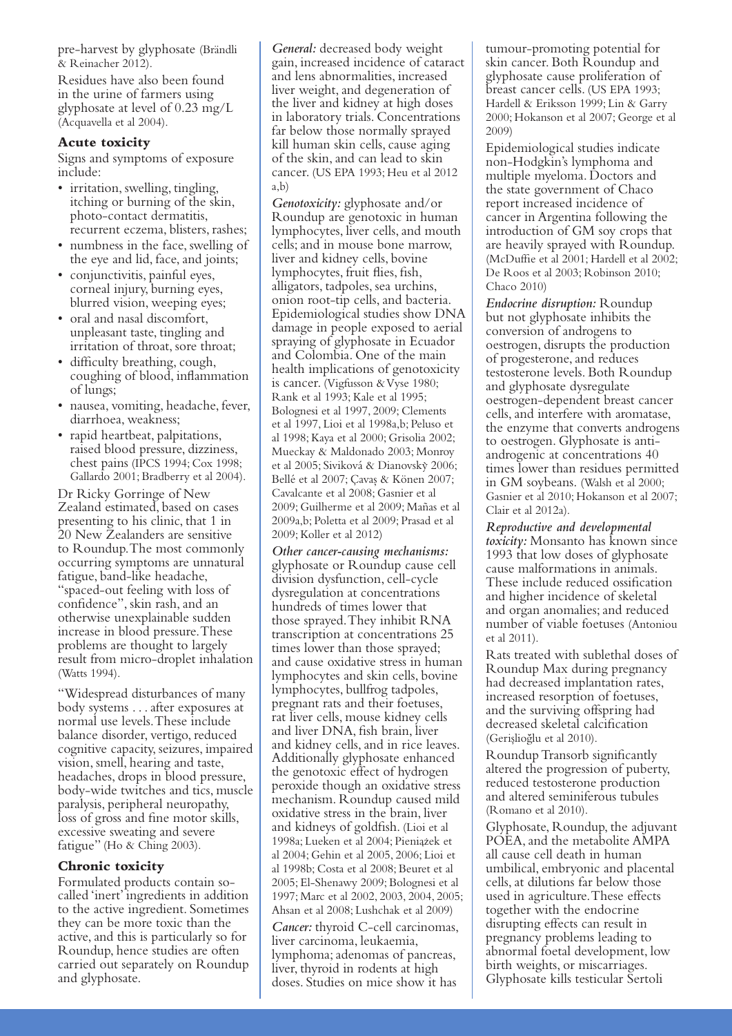pre-harvest by glyphosate (Brändli & Reinacher 2012).

Residues have also been found in the urine of farmers using glyphosate at level of 0.23 mg/L (Acquavella et al 2004).

### Acute toxicity

Signs and symptoms of exposure include:

- irritation, swelling, tingling, itching or burning of the skin, photo-contact dermatitis, recurrent eczema, blisters, rashes;
- numbness in the face, swelling of the eye and lid, face, and joints;
- conjunctivitis, painful eyes, corneal injury, burning eyes, blurred vision, weeping eyes;
- oral and nasal discomfort, unpleasant taste, tingling and irritation of throat, sore throat;
- difficulty breathing, cough, coughing of blood, inflammation of lungs;
- nausea, vomiting, headache, fever, diarrhoea, weakness;
- rapid heartbeat, palpitations, raised blood pressure, dizziness, chest pains (IPCS 1994; Cox 1998; Gallardo 2001; Bradberry et al 2004).

Dr Ricky Gorringe of New Zealand estimated, based on cases presenting to his clinic, that 1 in 20 New Zealanders are sensitive to Roundup. The most commonly occurring symptoms are unnatural fatigue, band-like headache, "spaced-out feeling with loss of confidence", skin rash, and an otherwise unexplainable sudden increase in blood pressure. These problems are thought to largely result from micro-droplet inhalation (Watts 1994).

"Widespread disturbances of many body systems . . . after exposures at normal use levels. These include balance disorder, vertigo, reduced cognitive capacity, seizures, impaired vision, smell, hearing and taste, headaches, drops in blood pressure, body-wide twitches and tics, muscle paralysis, peripheral neuropathy, loss of gross and fine motor skills, excessive sweating and severe fatigue" (Ho & Ching 2003).

### Chronic toxicity

Formulated products contain so-called 'inert' ingredients in addition to the active ingredient. Sometimes they can be more toxic than the active, and this is particularly so for Roundup, hence studies are often carried out separately on Roundup and glyphosate.

*General:* decreased body weight gain, increased incidence of cataract and lens abnormalities, increased liver weight, and degeneration of the liver and kidney at high doses in laboratory trials. Concentrations far below those normally sprayed kill human skin cells, cause aging of the skin, and can lead to skin cancer. (US EPA 1993; Heu et al 2012 a,b)

*Genotoxicity:* glyphosate and/or Roundup are genotoxic in human lymphocytes, liver cells, and mouth cells; and in mouse bone marrow, liver and kidney cells, bovine lymphocytes, fruit flies, fish, alligators, tadpoles, sea urchins, onion root-tip cells, and bacteria. Epidemiological studies show DNA damage in people exposed to aerial spraying of glyphosate in Ecuador and Colombia. One of the main health implications of genotoxicity is cancer. (Vigfusson & Vyse 1980; Rank et al 1993; Kale et al 1995; Bolognesi et al 1997, 2009; Clements et al 1997, Lioi et al 1998a,b; Peluso et al 1998; Kaya et al 2000; Grisolia 2002; Mueckay & Maldonado 2003; Monroy et al 2005; Siviková & Dianovskỳ 2006; Bellé et al 2007; Çavaş & Könen 2007; Cavalcante et al 2008; Gasnier et al 2009; Guilherme et al 2009; Mañas et al 2009a,b; Poletta et al 2009; Prasad et al 2009; Koller et al 2012)

*Other cancer-causing mechanisms:* glyphosate or Roundup cause cell division dysfunction, cell-cycle dysregulation at concentrations hundreds of times lower that those sprayed. They inhibit RNA transcription at concentrations 25 times lower than those sprayed; and cause oxidative stress in human lymphocytes and skin cells, bovine lymphocytes, bullfrog tadpoles, pregnant rats and their foetuses, rat liver cells, mouse kidney cells and liver DNA, fish brain, liver and kidney cells, and in rice leaves. Additionally glyphosate enhanced the genotoxic effect of hydrogen peroxide though an oxidative stress mechanism. Roundup caused mild oxidative stress in the brain, liver and kidneys of goldfish. (Lioi et al 1998a; Lueken et al 2004; Pieniążek et al 2004; Gehin et al 2005, 2006; Lioi et al 1998b; Costa et al 2008; Beuret et al 2005; El-Shenawy 2009; Bolognesi et al 1997; Marc et al 2002, 2003, 2004, 2005; Ahsan et al 2008; Lushchak et al 2009)

*Cancer:* thyroid C-cell carcinomas, liver carcinoma, leukaemia, lymphoma; adenomas of pancreas, liver, thyroid in rodents at high doses. Studies on mice show it has tumour-promoting potential for skin cancer. Both Roundup and glyphosate cause proliferation of breast cancer cells. (US EPA 1993; Hardell & Eriksson 1999; Lin & Garry 2000; Hokanson et al 2007; George et al 2009)

Epidemiological studies indicate non-Hodgkin's lymphoma and multiple myeloma. Doctors and the state government of Chaco report increased incidence of cancer in Argentina following the introduction of GM soy crops that are heavily sprayed with Roundup. (McDuffie et al 2001; Hardell et al 2002; De Roos et al 2003; Robinson 2010; Chaco 2010)

*Endocrine disruption:* Roundup but not glyphosate inhibits the conversion of androgens to oestrogen, disrupts the production of progesterone, and reduces testosterone levels. Both Roundup and glyphosate dysregulate oestrogen-dependent breast cancer cells, and interfere with aromatase, the enzyme that converts androgens to oestrogen. Glyphosate is anti-androgenic at concentrations 40 times lower than residues permitted in GM soybeans. (Walsh et al 2000; Gasnier et al 2010; Hokanson et al 2007; Clair et al 2012a).

*Reproductive and developmental toxicity:* Monsanto has known since 1993 that low doses of glyphosate cause malformations in animals. These include reduced ossification and higher incidence of skeletal and organ anomalies; and reduced number of viable foetuses (Antoniou et al 2011).

Rats treated with sublethal doses of Roundup Max during pregnancy had decreased implantation rates, increased resorption of foetuses, and the surviving offspring had decreased skeletal calcification (Gerişlioğlu et al 2010).

Roundup Transorb significantly altered the progression of puberty, reduced testosterone production and altered seminiferous tubules (Romano et al 2010).

Glyphosate, Roundup, the adjuvant POEA, and the metabolite AMPA all cause cell death in human umbilical, embryonic and placental cells, at dilutions far below those used in agriculture. These effects together with the endocrine disrupting effects can result in pregnancy problems leading to abnormal foetal development, low birth weights, or miscarriages. Glyphosate kills testicular Sertoli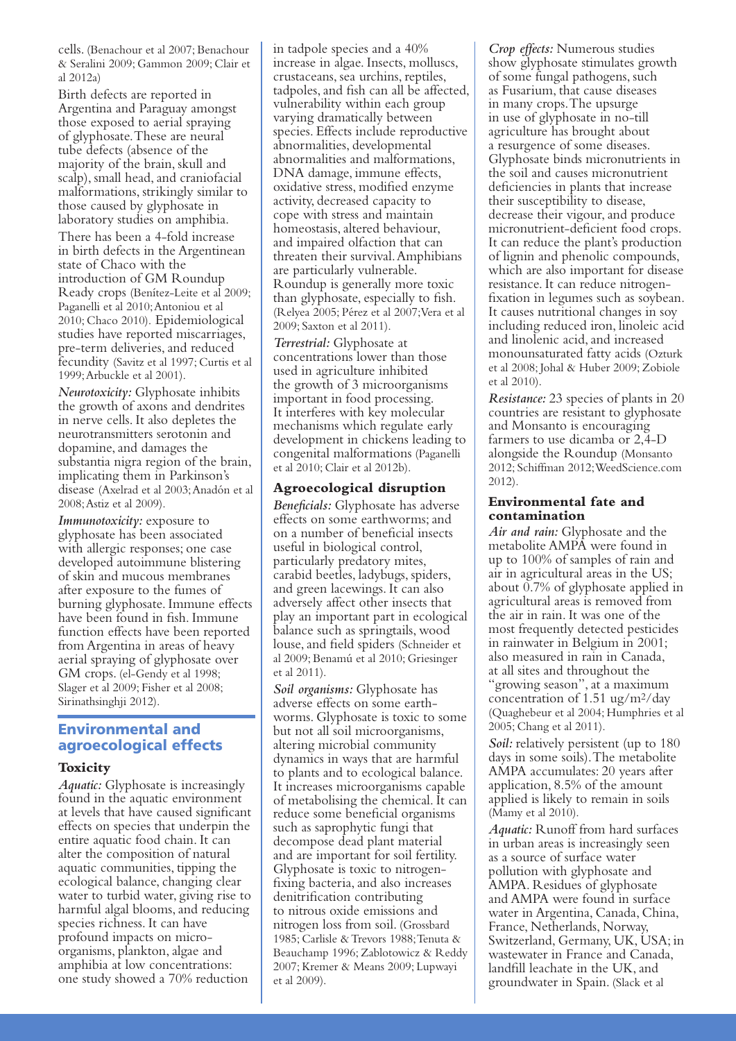cells. (Benachour et al 2007; Benachour & Seralini 2009; Gammon 2009; Clair et al 2012a)

Birth defects are reported in Argentina and Paraguay amongst those exposed to aerial spraying of glyphosate. These are neural tube defects (absence of the majority of the brain, skull and scalp), small head, and craniofacial malformations, strikingly similar to those caused by glyphosate in laboratory studies on amphibia.

There has been a 4-fold increase in birth defects in the Argentinean state of Chaco with the introduction of GM Roundup Ready crops (Benítez-Leite et al 2009; Paganelli et al 2010; Antoniou et al 2010; Chaco 2010). Epidemiological studies have reported miscarriages, pre-term deliveries, and reduced fecundity (Savitz et al 1997; Curtis et al 1999; Arbuckle et al 2001).

*Neurotoxicity:* Glyphosate inhibits the growth of axons and dendrites in nerve cells. It also depletes the neurotransmitters serotonin and dopamine, and damages the substantia nigra region of the brain, implicating them in Parkinson's disease (Axelrad et al 2003; Anadón et al 2008; Astiz et al 2009).

*Immunotoxicity:* exposure to glyphosate has been associated with allergic responses; one case developed autoimmune blistering of skin and mucous membranes after exposure to the fumes of burning glyphosate. Immune effects have been found in fish. Immune function effects have been reported from Argentina in areas of heavy aerial spraying of glyphosate over GM crops. (el-Gendy et al 1998; Slager et al 2009; Fisher et al 2008; Sirinathsinghji 2012).

## Environmental and agroecological effects

### Toxicity

*Aquatic:* Glyphosate is increasingly found in the aquatic environment at levels that have caused significant effects on species that underpin the entire aquatic food chain. It can alter the composition of natural aquatic communities, tipping the ecological balance, changing clear water to turbid water, giving rise to harmful algal blooms, and reducing species richness. It can have profound impacts on micro-organisms, plankton, algae and amphibia at low concentrations: one study showed a 70% reduction in tadpole species and a 40% increase in algae. Insects, molluscs, crustaceans, sea urchins, reptiles, tadpoles, and fish can all be affected, vulnerability within each group varying dramatically between species. Effects include reproductive abnormalities, developmental abnormalities and malformations, DNA damage, immune effects, oxidative stress, modified enzyme activity, decreased capacity to cope with stress and maintain homeostasis, altered behaviour, and impaired olfaction that can threaten their survival. Amphibians are particularly vulnerable. Roundup is generally more toxic than glyphosate, especially to fish. (Relyea 2005; Pérez et al 2007; Vera et al 2009; Saxton et al 2011).

*Terrestrial:* Glyphosate at concentrations lower than those used in agriculture inhibited the growth of 3 microorganisms important in food processing. It interferes with key molecular mechanisms which regulate early development in chickens leading to congenital malformations (Paganelli et al 2010; Clair et al 2012b).

### Agroecological disruption

*Beneficials:* Glyphosate has adverse effects on some earthworms; and on a number of beneficial insects useful in biological control, particularly predatory mites, carabid beetles, ladybugs, spiders, and green lacewings. It can also adversely affect other insects that play an important part in ecological balance such as springtails, wood louse, and field spiders (Schneider et al 2009; Benamú et al 2010; Griesinger et al 2011).

*Soil organisms:* Glyphosate has adverse effects on some earthworms. Glyphosate is toxic to some but not all soil microorganisms, altering microbial community dynamics in ways that are harmful to plants and to ecological balance. It increases microorganisms capable of metabolising the chemical. It can reduce some beneficial organisms such as saprophytic fungi that decompose dead plant material and are important for soil fertility. Glyphosate is toxic to nitrogen-fixing bacteria, and also increases denitrification contributing to nitrous oxide emissions and nitrogen loss from soil. (Grossbard 1985; Carlisle & Trevors 1988; Tenuta & Beauchamp 1996; Zablotowicz & Reddy 2007; Kremer & Means 2009; Lupwayi et al 2009).

*Crop effects:* Numerous studies show glyphosate stimulates growth of some fungal pathogens, such as Fusarium, that cause diseases in many crops. The upsurge in use of glyphosate in no-till agriculture has brought about a resurgence of some diseases. Glyphosate binds micronutrients in the soil and causes micronutrient deficiencies in plants that increase their susceptibility to disease, decrease their vigour, and produce micronutrient-deficient food crops. It can reduce the plant's production of lignin and phenolic compounds, which are also important for disease resistance. It can reduce nitrogen-fixation in legumes such as soybean. It causes nutritional changes in soy including reduced iron, linoleic acid and linolenic acid, and increased monounsaturated fatty acids (Ozturk et al 2008; Johal & Huber 2009; Zobiole et al 2010).

*Resistance:* 23 species of plants in 20 countries are resistant to glyphosate and Monsanto is encouraging farmers to use dicamba or 2,4-D alongside the Roundup (Monsanto 2012; Schiffman 2012; WeedScience.com 2012).

### Environmental fate and contamination

*Air and rain:* Glyphosate and the metabolite AMPA were found in up to 100% of samples of rain and air in agricultural areas in the US; about 0.7% of glyphosate applied in agricultural areas is removed from the air in rain. It was one of the most frequently detected pesticides in rainwater in Belgium in 2001; also measured in rain in Canada, at all sites and throughout the "growing season", at a maximum concentration of 1.51 ug/m²/day (Quaghebeur et al 2004; Humphries et al 2005; Chang et al 2011).

*Soil:* relatively persistent (up to 180 days in some soils). The metabolite AMPA accumulates: 20 years after application, 8.5% of the amount applied is likely to remain in soils (Mamy et al 2010).

*Aquatic:* Runoff from hard surfaces in urban areas is increasingly seen as a source of surface water pollution with glyphosate and AMPA. Residues of glyphosate and AMPA were found in surface water in Argentina, Canada, China, France, Netherlands, Norway, Switzerland, Germany, UK, USA; in wastewater in France and Canada, landfill leachate in the UK, and groundwater in Spain. (Slack et al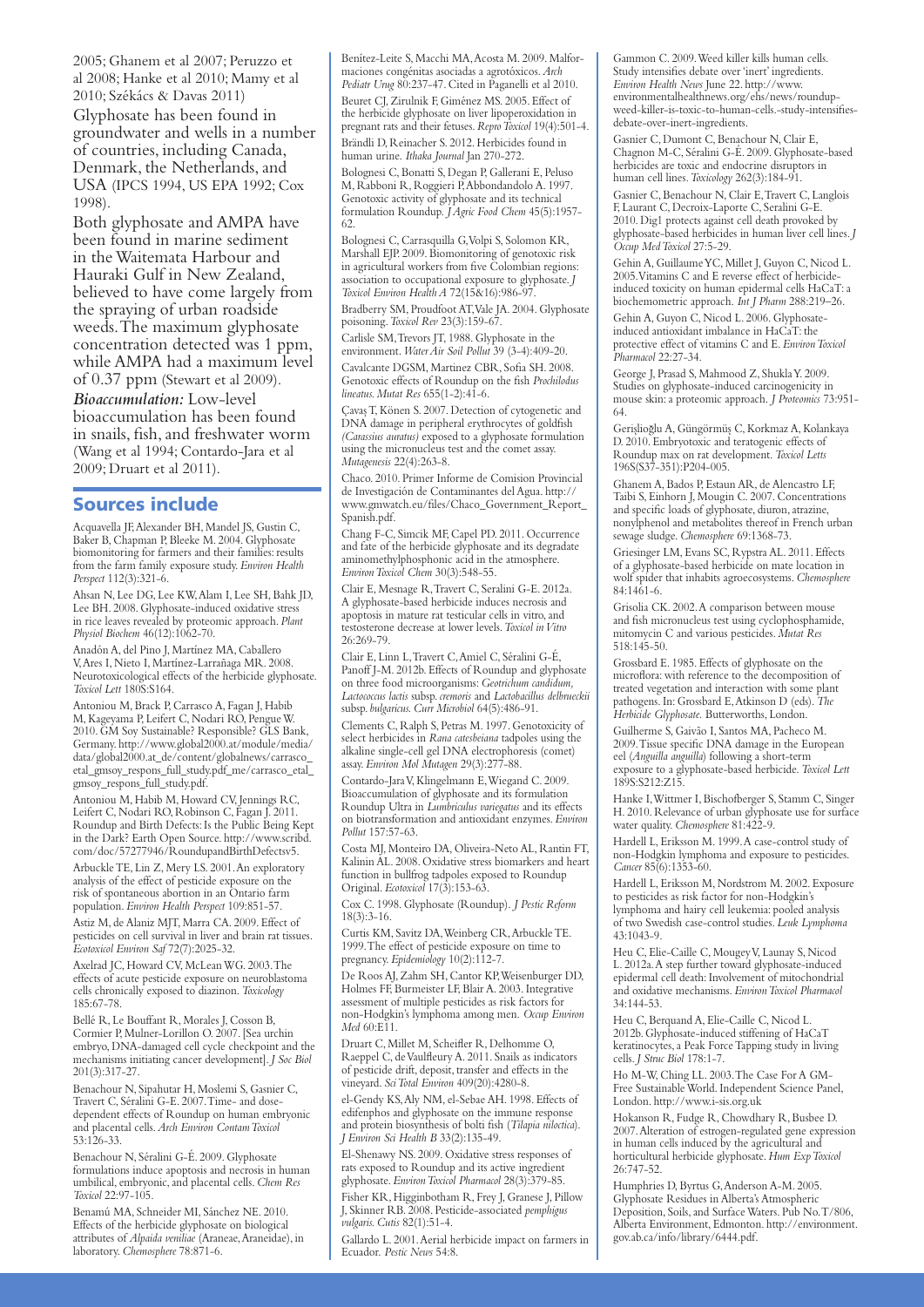2005; Ghanem et al 2007; Peruzzo et al 2008; Hanke et al 2010; Mamy et al 2010; Székács & Davas 2011)

Glyphosate has been found in groundwater and wells in a number of countries, including Canada, Denmark, the Netherlands, and USA (IPCS 1994, US EPA 1992; Cox 1998).

Both glyphosate and AMPA have been found in marine sediment in the Waitemata Harbour and Hauraki Gulf in New Zealand, believed to have come largely from the spraying of urban roadside weeds. The maximum glyphosate concentration detected was 1 ppm, while AMPA had a maximum level of 0.37 ppm (Stewart et al 2009).

***Bioaccumulation:*** Low-level bioaccumulation has been found in snails, fish, and freshwater worm (Wang et al 1994; Contardo-Jara et al 2009; Druart et al 2011).

## Sources include

Acquavella JF, Alexander BH, Mandel JS, Gustin C, Baker B, Chapman P, Bleeke M. 2004. Glyphosate biomonitoring for farmers and their families: results from the farm family exposure study. *Environ Health Perspect* 112(3):321-6.

Ahsan N, Lee DG, Lee KW, Alam I, Lee SH, Bahk JD, Lee BH. 2008. Glyphosate-induced oxidative stress in rice leaves revealed by proteomic approach. *Plant Physiol Biochem* 46(12):1062-70.

Anadón A, del Pino J, Martínez MA, Caballero V, Ares I, Nieto I, Martínez-Larrañaga MR. 2008. Neurotoxicological effects of the herbicide glyphosate. *Toxicol Lett* 180S:S164.

Antoniou M, Brack P, Carrasco A, Fagan J, Habib M, Kageyama P, Leifert C, Nodari RO, Pengue W. 2010. GM Soy Sustainable? Responsible? GLS Bank, Germany. http://www.global2000.at/module/media/data/global2000.at_de/content/globalnews/carrasco_etal_gmsoy_respons_full_study.pdf_me/carrasco_etal_gmsoy_respons_full_study.pdf.

Antoniou M, Habib M, Howard CV, Jennings RC, Leifert C, Nodari RO, Robinson C, Fagan J. 2011. Roundup and Birth Defects: Is the Public Being Kept in the Dark? Earth Open Source. http://www.scribd.com/doc/57277946/RoundupandBirthDefectsv5.

Arbuckle TE, Lin Z, Mery LS. 2001. An exploratory analysis of the effect of pesticide exposure on the risk of spontaneous abortion in an Ontario farm population. *Environ Health Perspect* 109:851-57.

Astiz M, de Alaniz MJT, Marra CA. 2009. Effect of pesticides on cell survival in liver and brain rat tissues. *Ecotoxicol Environ Saf* 72(7):2025-32.

Axelrad JC, Howard CV, McLean WG. 2003. The effects of acute pesticide exposure on neuroblastoma cells chronically exposed to diazinon. *Toxicology* 185:67-78.

Bellé R, Le Bouffant R, Morales J, Cosson B, Cormier P, Mulner-Lorillon O. 2007. [Sea urchin embryo, DNA-damaged cell cycle checkpoint and the mechanisms initiating cancer development]. *J Soc Biol* 201(3):317-27.

Benachour N, Sipahutar H, Moslemi S, Gasnier C, Travert C, Séralini G-E. 2007. Time- and dose-dependent effects of Roundup on human embryonic and placental cells. *Arch Environ Contam Toxicol* 53:126-33.

Benachour N, Séralini G-É. 2009. Glyphosate formulations induce apoptosis and necrosis in human umbilical, embryonic, and placental cells. *Chem Res Toxicol* 22:97-105.

Benamú MA, Schneider MI, Sánchez NE. 2010. Effects of the herbicide glyphosate on biological attributes of *Alpaida veniliae* (Araneae, Araneidae), in laboratory. *Chemosphere* 78:871-6.

Benítez-Leite S, Macchi MA, Acosta M. 2009. Malformaciones congénitas asociadas a agrotóxicos. *Arch Pediatr Urug* 80:237-47. Cited in Paganelli et al 2010.

Beuret CJ, Zirulnik F, Giménez MS. 2005. Effect of the herbicide glyphosate on liver lipoperoxidation in pregnant rats and their fetuses. *Repro Toxicol* 19(4):501-4.

Brändli D, Reinacher S. 2012. Herbicides found in human urine. *Ithaka Journal* Jan 270-272.

Bolognesi C, Bonatti S, Degan P, Gallerani E, Peluso M, Rabboni R, Roggieri P, Abbondandolo A. 1997. Genotoxic activity of glyphosate and its technical formulation Roundup. *J Agric Food Chem* 45(5):1957-62.

Bolognesi C, Carrasquilla G, Volpi S, Solomon KR, Marshall EJP. 2009. Biomonitoring of genotoxic risk in agricultural workers from five Colombian regions: association to occupational exposure to glyphosate. *J Toxicol Environ Health A* 72(15&16):986-97.

Bradberry SM, Proudfoot AT, Vale JA. 2004. Glyphosate poisoning. *Toxicol Rev* 23(3):159-67.

Carlisle SM, Trevors JT, 1988. Glyphosate in the environment. *Water Air Soil Pollut* 39 (3-4):409-20.

Cavalcante DGSM, Martinez CBR, Sofia SH. 2008. Genotoxic effects of Roundup on the fish *Prochilodus lineatus*. *Mutat Res* 655(1-2):41-6.

Çavaş T, Könen S. 2007. Detection of cytogenetic and DNA damage in peripheral erythrocytes of goldfish *(Carassius auratus)* exposed to a glyphosate formulation using the micronucleus test and the comet assay. *Mutagenesis* 22(4):263-8.

Chaco. 2010. Primer Informe de Comision Provincial de Investigación de Contaminantes del Agua. http://www.gmwatch.eu/files/Chaco_Government_Report_Spanish.pdf.

Chang F-C, Simcik MF, Capel PD. 2011. Occurrence and fate of the herbicide glyphosate and its degradate aminomethylphosphonic acid in the atmosphere. *Environ Toxicol Chem* 30(3):548-55.

Clair E, Mesnage R, Travert C, Seralini G-E. 2012a. A glyphosate-based herbicide induces necrosis and apoptosis in mature rat testicular cells in vitro, and testosterone decrease at lower levels. *Toxicol in Vitro* 26:269-79.

Clair E, Linn L, Travert C, Amiel C, Séralini G-É, Panoff J-M. 2012b. Effects of Roundup and glyphosate on three food microorganisms: *Geotrichum candidum, Lactococcus lactis* subsp. *cremoris* and *Lactobacillus delbrueckii* subsp. *bulgaricus*. *Curr Microbiol* 64(5):486-91.

Clements C, Ralph S, Petras M. 1997. Genotoxicity of select herbicides in *Rana catesbeiana* tadpoles using the alkaline single-cell gel DNA electrophoresis (comet) assay. *Environ Mol Mutagen* 29(3):277-88.

Contardo-Jara V, Klingelmann E, Wiegand C. 2009. Bioaccumulation of glyphosate and its formulation Roundup Ultra in *Lumbriculus variegatus* and its effects on biotransformation and antioxidant enzymes. *Environ Pollut* 157:57-63.

Costa MJ, Monteiro DA, Oliveira-Neto AL, Rantin FT, Kalinin AL. 2008. Oxidative stress biomarkers and heart function in bullfrog tadpoles exposed to Roundup Original. *Ecotoxicol* 17(3):153-63.

Cox C. 1998. Glyphosate (Roundup). *J Pestic Reform* 18(3):3-16.

Curtis KM, Savitz DA, Weinberg CR, Arbuckle TE. 1999. The effect of pesticide exposure on time to pregnancy. *Epidemiology* 10(2):112-7.

De Roos AJ, Zahm SH, Cantor KP, Weisenburger DD, Holmes FF, Burmeister LF, Blair A. 2003. Integrative assessment of multiple pesticides as risk factors for non-Hodgkin's lymphoma among men. *Occup Environ Med* 60:E11.

Druart C, Millet M, Scheifler R, Delhomme O, Raeppel C, de Vaufleury A. 2011. Snails as indicators of pesticide drift, deposit, transfer and effects in the vineyard. *Sci Total Environ* 409(20):4280-8.

el-Gendy KS, Aly NM, el-Sebae AH. 1998. Effects of edifenphos and glyphosate on the immune response and protein biosynthesis of bolti fish (*Tilapia niloctica*). *J Environ Sci Health B* 33(2):135-49.

El-Shenawy NS. 2009. Oxidative stress responses of rats exposed to Roundup and its active ingredient glyphosate. *Environ Toxicol Pharmacol* 28(3):379-85.

Fisher KR, Higginbotham R, Frey J, Granese J, Pillow J, Skinner RB. 2008. Pesticide-associated *pemphigus vulgaris*. *Cutis* 82(1):51-4.

Gallardo L. 2001. Aerial herbicide impact on farmers in Ecuador. *Pestic News* 54:8.

Gammon C. 2009. Weed killer kills human cells. Study intensifies debate over 'inert' ingredients. *Environ Health News* June 22. http://www.environmentalhealthnews.org/ehs/news/roundup-weed-killer-is-toxic-to-human-cells.-study-intensifies-debate-over-inert-ingredients.

Gasnier C, Dumont C, Benachour N, Clair E, Chagnon M-C, Séralini G-É. 2009. Glyphosate-based herbicides are toxic and endocrine disruptors in human cell lines. *Toxicology* 262(3):184-91.

Gasnier C, Benachour N, Clair E, Travert C, Langlois F, Laurant C, Decroix-Laporte C, Seralini G-E. 2010. Dig1 protects against cell death provoked by glyphosate-based herbicides in human liver cell lines. *J Occup Med Toxicol* 27:5-29.

Gehin A, Guillaume YC, Millet J, Guyon C, Nicod L. 2005. Vitamins C and E reverse effect of herbicide-induced toxicity on human epidermal cells HaCaT: a biochemometric approach. *Int J Pharm* 288:219–26.

Gehin A, Guyon C, Nicod L. 2006. Glyphosate-induced antioxidant imbalance in HaCaT: the protective effect of vitamins C and E. *Environ Toxicol Pharmacol* 22:27-34.

George J, Prasad S, Mahmood Z, Shukla Y. 2009. Studies on glyphosate-induced carcinogenicity in mouse skin: a proteomic approach. *J Proteomics* 73:951-64.

Gerişlioğlu A, Güngörmüş C, Korkmaz A, Kolankaya D. 2010. Embryotoxic and teratogenic effects of Roundup max on rat development. *Toxicol Letts* 196S(S37-351):P204-005.

Ghanem A, Bados P, Estaun AR, de Alencastro LF, Taibi S, Einhorn J, Mougin C. 2007. Concentrations and specific loads of glyphosate, diuron, atrazine, nonylphenol and metabolites thereof in French urban sewage sludge. *Chemosphere* 69:1368-73.

Griesinger LM, Evans SC, Rypstra AL. 2011. Effects of a glyphosate-based herbicide on mate location in wolf spider that inhabits agroecosystems. *Chemosphere* 84:1461-6.

Grisolia CK. 2002. A comparison between mouse and fish micronucleus test using cyclophosphamide, mitomycin C and various pesticides. *Mutat Res* 518:145-50.

Grossbard E. 1985. Effects of glyphosate on the microflora: with reference to the decomposition of treated vegetation and interaction with some plant pathogens. In: Grossbard E, Atkinson D (eds). *The Herbicide Glyphosate.* Butterworths, London.

Guilherme S, Gaivão I, Santos MA, Pacheco M. 2009. Tissue specific DNA damage in the European eel (*Anguilla anguilla*) following a short-term exposure to a glyphosate-based herbicide. *Toxicol Lett* 189S:S212:Z15.

Hanke I, Wittmer I, Bischofberger S, Stamm C, Singer H. 2010. Relevance of urban glyphosate use for surface water quality. *Chemosphere* 81:422-9.

Hardell L, Eriksson M. 1999. A case-control study of non-Hodgkin lymphoma and exposure to pesticides. *Cancer* 85(6):1353-60.

Hardell L, Eriksson M, Nordstrom M. 2002. Exposure to pesticides as risk factor for non-Hodgkin's lymphoma and hairy cell leukemia: pooled analysis of two Swedish case-control studies. *Leuk Lymphoma* 43:1043-9.

Heu C, Elie-Caille C, Mougey V, Launay S, Nicod L. 2012a. A step further toward glyphosate-induced epidermal cell death: Involvement of mitochondrial and oxidative mechanisms. *Environ Toxicol Pharmacol* 34:144-53.

Heu C, Berquand A, Elie-Caille C, Nicod L. 2012b. Glyphosate-induced stiffening of HaCaT keratinocytes, a Peak Force Tapping study in living cells. *J Struc Biol* 178:1-7.

Ho M-W, Ching LL. 2003. The Case For A GM-Free Sustainable World. Independent Science Panel, London. http://www.i-sis.org.uk

Hokanson R, Fudge R, Chowdhary R, Busbee D. 2007. Alteration of estrogen-regulated gene expression in human cells induced by the agricultural and horticultural herbicide glyphosate. *Hum Exp Toxicol* 26:747-52.

Humphries D, Byrtus G, Anderson A-M. 2005. Glyphosate Residues in Alberta's Atmospheric Deposition, Soils, and Surface Waters. Pub No. T/806, Alberta Environment, Edmonton. http://environment.gov.ab.ca/info/library/6444.pdf.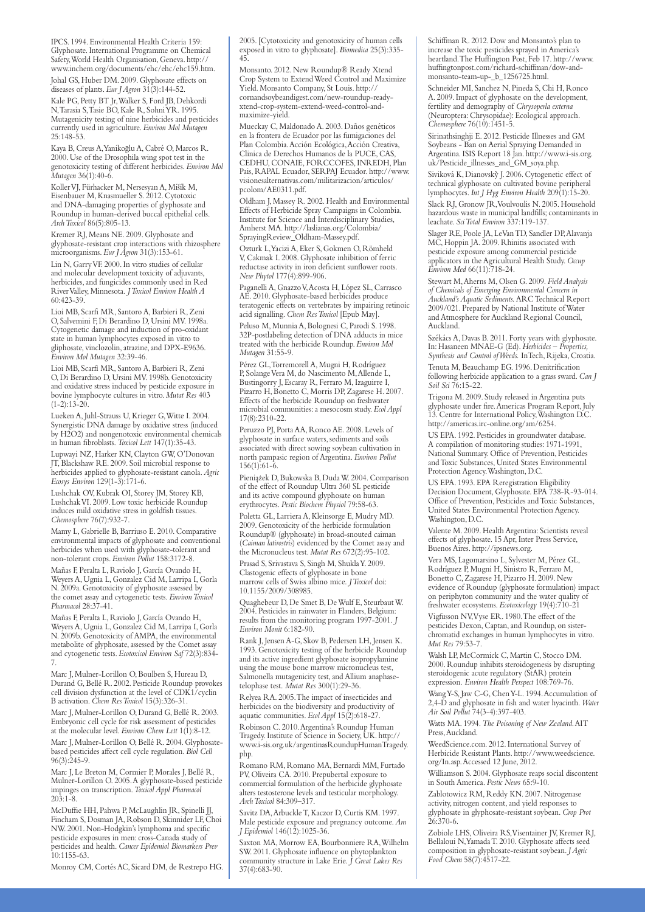IPCS. 1994. Environmental Health Criteria 159: Glyphosate. International Programme on Chemical Safety, World Health Organisation, Geneva. http://www.inchem.org/documents/ehc/ehc/ehc159.htm.

Johal GS, Huber DM. 2009. Glyphosate effects on diseases of plants. *Eur J Agron* 31(3):144-52.

Kale PG, Petty BT Jr, Walker S, Ford JB, Dehkordi N, Tarasia S, Tasie BO, Kale R, Sohni YR. 1995. Mutagenicity testing of nine herbicides and pesticides currently used in agriculture. *Environ Mol Mutagen* 25:148-53.

Kaya B, Creus A, Yanikoğlu A, Cabré O, Marcos R. 2000. Use of the Drosophila wing spot test in the genotoxicity testing of different herbicides. *Environ Mol Mutagen* 36(1):40-6.

Koller VJ, Fürhacker M, Nersesyan A, Mišík M, Eisenbauer M, Knasmueller S. 2012. Cytotoxic and DNA-damaging properties of glyphosate and Roundup in human-derived buccal epithelial cells. *Arch Toxicol* 86(5):805-13.

Kremer RJ, Means NE. 2009. Glyphosate and glyphosate-resistant crop interactions with rhizosphere microorganisms. *Eur J Agron* 31(3):153-61.

Lin N, Garry VF. 2000. In vitro studies of cellular and molecular development toxicity of adjuvants, herbicides, and fungicides commonly used in Red River Valley, Minnesota. *J Toxicol Environ Health A* 60:423-39.

Lioi MB, Scarfi MR, Santoro A, Barbieri R, Zeni O, Salvemini F, Di Berardino D, Ursini MV. 1998a. Cytogenetic damage and induction of pro-oxidant state in human lymphocytes exposed in vitro to gliphosate, vinclozolin, atrazine, and DPX-E9636. *Environ Mol Mutagen* 32:39-46.

Lioi MB, Scarfi MR, Santoro A, Barbieri R, Zeni O, Di Berardino D, Ursini MV. 1998b. Genotoxicity and oxidative stress induced by pesticide exposure in bovine lymphocyte cultures in vitro. *Mutat Res* 403 (1-2):13-20.

Lueken A, Juhl-Strauss U, Krieger G, Witte I. 2004. Synergistic DNA damage by oxidative stress (induced by H2O2) and nongenotoxic environmental chemicals in human fibroblasts. *Toxicol Lett* 147(1):35-43.

Lupwayi NZ, Harker KN, Clayton GW, O'Donovan JT, Blackshaw RE. 2009. Soil microbial response to herbicides applied to glyphosate-resistant canola. *Agric Ecosys Environ* 129(1-3):171-6.

Lushchak OV, Kubrak OI, Storey JM, Storey KB, Lushchak VI. 2009. Low toxic herbicide Roundup induces mild oxidative stress in goldfish tissues. *Chemosphere* 76(7):932-7.

Mamy L, Gabrielle B, Barriuso E. 2010. Comparative environmental impacts of glyphosate and conventional herbicides when used with glyphosate-tolerant and non-tolerant crops. *Environ Pollut* 158:3172-8.

Mañas F, Peralta L, Raviolo J, García Ovando H, Weyers A, Ugnia L, Gonzalez Cid M, Larripa I, Gorla N. 2009a. Genotoxicity of glyphosate assessed by the comet assay and cytogenetic tests. *Environ Toxicol Pharmacol* 28:37-41.

Mañas F, Peralta L, Raviolo J, García Ovando H, Weyers A, Ugnia L, Gonzalez Cid M, Larripa I, Gorla N. 2009b. Genotoxicity of AMPA, the environmental metabolite of glyphosate, assessed by the Comet assay and cytogenetic tests. *Ecotoxicol Environ Saf* 72(3):834-7.

Marc J, Mulner-Lorillon O, Boulben S, Hureau D, Durand G, Bellé R. 2002. Pesticide Roundup provokes cell division dysfunction at the level of CDK1/cyclin B activation. *Chem Res Toxicol* 15(3):326-31.

Marc J, Mulner-Lorillon O, Durand G, Bellé R. 2003. Embryonic cell cycle for risk assessment of pesticides at the molecular level. *Environ Chem Lett* 1(1):8-12.

Marc J, Mulner-Lorillon O, Bellé R. 2004. Glyphosate-based pesticides affect cell cycle regulation. *Biol Cell* 96(3):245-9.

Marc J, Le Breton M, Cormier P, Morales J, Bellé R, Mulner-Lorillon O. 2005. A glyphosate-based pesticide impinges on transcription. *Toxicol Appl Pharmacol* 203:1-8.

McDuffie HH, Pahwa P, McLaughlin JR, Spinelli JJ, Fincham S, Dosman JA, Robson D, Skinnider LF, Choi NW. 2001. Non-Hodgkin's lymphoma and specific pesticide exposures in men: cross-Canada study of pesticides and health. *Cancer Epidemiol Biomarkers Prev* 10:1155-63.

Monroy CM, Cortés AC, Sicard DM, de Restrepo HG. 2005. [Cytotoxicity and genotoxicity of human cells exposed in vitro to glyphosate]. *Biomedica* 25(3):335-45.

Monsanto. 2012. New Roundup® Ready Xtend Crop System to Extend Weed Control and Maximize Yield. Monsanto Company, St Louis. http://cornandsoybeandigest.com/new-roundup-ready-xtend-crop-system-extend-weed-control-and-maximize-yield.

Mueckay C, Maldonado A. 2003. Daños genéticos en la frontera de Ecuador por las fumigaciones del Plan Colombia. Acción Ecológica, Acción Creativa, Clínica de Derechos Humanos de la PUCE, CAS, CEDHU, CONAIE, FORCCOFES, INREDH, Plan Pais, RAPAL Ecuador, SERPAJ Ecuador. http://www.visionesalternativas.com/militarizacion/articulos/pcolom/AE0311.pdf.

Oldham J, Massey R. 2002. Health and Environmental Effects of Herbicide Spray Campaigns in Colombia. Institute for Science and Interdisciplinary Studies, Amherst MA. http://laslianas.org/Colombia/SprayingReview_Oldham-Massey.pdf.

Ozturk L, Yazici A, Eker S, Gokmen O, Römheld V, Cakmak I. 2008. Glyphosate inhibition of ferric reductase activity in iron deficient sunflower roots. *New Phytol* 177(4):899-906.

Paganelli A, Gnazzo V, Acosta H, López SL, Carrasco AE. 2010. Glyphosate-based herbicides produce teratogenic effects on vertebrates by impairing retinoic acid signalling. *Chem Res Toxicol* [Epub May].

Peluso M, Munnia A, Bolognesi C, Parodi S. 1998. 32P-postlabeling detection of DNA adducts in mice treated with the herbicide Roundup. *Environ Mol Mutagen* 31:55-9.

Pérez GL, Torremorell A, Mugni H, Rodríguez P, Solange Vera M, do Nascimento M, Allende L, Bustingorry J, Escaray R, Ferraro M, Izaguirre I, Pizarro H, Bonetto C, Morris DP, Zagarese H. 2007. Effects of the herbicide Roundup on freshwater microbial communities: a mesocosm study. *Ecol Appl* 17(8):2310-22.

Peruzzo PJ, Porta AA, Ronco AE. 2008. Levels of glyphosate in surface waters, sediments and soils associated with direct sowing soybean cultivation in north pampasic region of Argentina. *Environ Pollut* 156(1):61-6.

Pieniążek D, Bukowska B, Duda W. 2004. Comparison of the effect of Roundup Ultra 360 SL pesticide and its active compound glyphosate on human erythrocytes. *Pestic Biochem Physiol* 79:58-63.

Poletta GL, Larriera A, Kleinsorge E, Mudry MD. 2009. Genotoxicity of the herbicide formulation Roundup® (glyphosate) in broad-snouted caiman (*Caiman latirostris*) evidenced by the Comet assay and the Micronucleus test. *Mutat Res* 672(2):95-102.

Prasad S, Srivastava S, Singh M, Shukla Y. 2009. Clastogenic effects of glyphosate in bone marrow cells of Swiss albino mice. *J Toxicol* doi: 10.1155/2009/308985.

Quaghebeur D, De Smet B, De Wulf E, Steurbaut W. 2004. Pesticides in rainwater in Flanders, Belgium: results from the monitoring program 1997-2001. *J Environ Monit* 6:182-90.

Rank J, Jensen A-G, Skov B, Pedersen LH, Jensen K. 1993. Genotoxicity testing of the herbicide Roundup and its active ingredient glyphosate isopropylamine using the mouse bone marrow micronucleus test, Salmonella mutagenicity test, and Allium anaphase-telophase test. *Mutat Res* 300(1):29-36.

Relyea RA. 2005. The impact of insecticides and herbicides on the biodiversity and productivity of aquatic communities. *Ecol Appl* 15(2):618-27.

Robinson C. 2010. Argentina's Roundup Human Tragedy. Institute of Science in Society, UK. http://www.i-sis.org.uk/argentinasRoundupHumanTragedy.php.

Romano RM, Romano MA, Bernardi MM, Furtado PV, Oliveira CA. 2010. Prepubertal exposure to commercial formulation of the herbicide glyphosate alters testosterone levels and testicular morphology. *Arch Toxicol* 84:309–317.

Savitz DA, Arbuckle T, Kaczor D, Curtis KM. 1997. Male pesticide exposure and pregnancy outcome. *Am J Epidemiol* 146(12):1025-36.

Saxton MA, Morrow EA, Bourbonniere RA, Wilhelm SW. 2011. Glyphosate influence on phytoplankton community structure in Lake Erie. *J Great Lakes Res* 37(4):683-90.

Schiffman R. 2012. Dow and Monsanto's plan to increase the toxic pesticides sprayed in America's heartland. The Huffington Post, Feb 17. http://www.huffingtonpost.com/richard-schiffman/dow-and-monsanto-team-up-_b_1256725.html.

Schneider MI, Sanchez N, Pineda S, Chi H, Ronco A. 2009. Impact of glyphosate on the development, fertility and demography of *Chrysoperla externa* (Neuroptera: Chrysopidae): Ecological approach. *Chemosphere* 76(10):1451-5.

Sirinathsinghji E. 2012. Pesticide Illnesses and GM Soybeans - Ban on Aerial Spraying Demanded in Argentina. ISIS Report 18 Jan. http://www.i-sis.org.uk/Pesticide_illnesses_and_GM_soya.php.

Siviková K, Dianovskỳ J. 2006. Cytogenetic effect of technical glyphosate on cultivated bovine peripheral lymphocytes. *Int J Hyg Environ Health* 209(1):15-20.

Slack RJ, Gronow JR, Voulvoulis N. 2005. Household hazardous waste in municipal landfills; contaminants in leachate. *Sci Total Environ* 337:119-137.

Slager RE, Poole JA, LeVan TD, Sandler DP, Alavanja MC, Hoppin JA. 2009. Rhinitis associated with pesticide exposure among commercial pesticide applicators in the Agricultural Health Study. *Occup Environ Med* 66(11):718-24.

Stewart M, Aherns M, Olsen G. 2009. *Field Analysis of Chemicals of Emerging Environmental Concern in Auckland's Aquatic Sediments.* ARC Technical Report 2009/021. Prepared by National Institute of Water and Atmosphere for Auckland Regional Council, Auckland.

Székács A, Davas B. 2011. Forty years with glyphosate. In: Hasaneen MNAE-G (Ed). *Herbicides – Properties, Synthesis and Control of Weeds.* InTech, Rijeka, Croatia.

Tenuta M, Beauchamp EG. 1996. Denitrification following herbicide application to a grass sward. *Can J Soil Sci* 76:15-22.

Trigona M. 2009. Study released in Argentina puts glyphosate under fire. Americas Program Report, July 13. Centre for International Policy, Washington D.C. http://americas.irc-online.org/am/6254.

US EPA. 1992. Pesticides in groundwater database. A compilation of monitoring studies: 1971-1991, National Summary. Office of Prevention, Pesticides and Toxic Substances, United States Environmental Protection Agency. Washington, D.C.

US EPA. 1993. EPA Reregistration Eligibility Decision Document, Glyphosate. EPA 738-R-93-014. Office of Prevention, Pesticides and Toxic Substances, United States Environmental Protection Agency. Washington, D.C.

Valente M. 2009. Health Argentina: Scientists reveal effects of glyphosate. 15 Apr, Inter Press Service, Buenos Aires. http://ipsnews.org.

Vera MS, Lagomarsino L, Sylvester M, Pérez GL, Rodríguez P, Mugni H, Sinistro R, Ferraro M, Bonetto C, Zagarese H, Pizarro H. 2009. New evidence of Roundup (glyphosate formulation) impact on periphyton community and the water quality of freshwater ecosystems. *Ecotoxicology* 19(4):710-21

Vigfusson NV, Vyse ER. 1980. The effect of the pesticides Dexon, Captan, and Roundup, on sister-chromatid exchanges in human lymphocytes in vitro. *Mut Res* 79:53-7.

Walsh LP, McCormick C, Martin C, Stocco DM. 2000. Roundup inhibits steroidogenesis by disrupting steroidogenic acute regulatory (StAR) protein expression. *Environ Health Perspect* 108:769-76.

Wang Y-S, Jaw C-G, Chen Y-L. 1994. Accumulation of 2,4-D and glyphosate in fish and water hyacinth. *Water Air Soil Pollut* 74(3-4):397-403.

Watts MA. 1994. *The Poisoning of New Zealand.* AIT Press, Auckland.

WeedScience.com. 2012. International Survey of Herbicide Resistant Plants. http://www.weedscience.org/In.asp. Accessed 12 June, 2012.

Williamson S. 2004. Glyphosate reaps social discontent in South America. *Pestic News* 65:9-10.

Zablotowicz RM, Reddy KN. 2007. Nitrogenase activity, nitrogen content, and yield responses to glyphosate in glyphosate-resistant soybean. *Crop Prot* 26:370-6.

Zobiole LHS, Oliveira RS, Visentainer JV, Kremer RJ, Bellaloui N, Yamada T. 2010. Glyphosate affects seed composition in glyphosate-resistant soybean. *J Agric Food Chem* 58(7):4517-22.